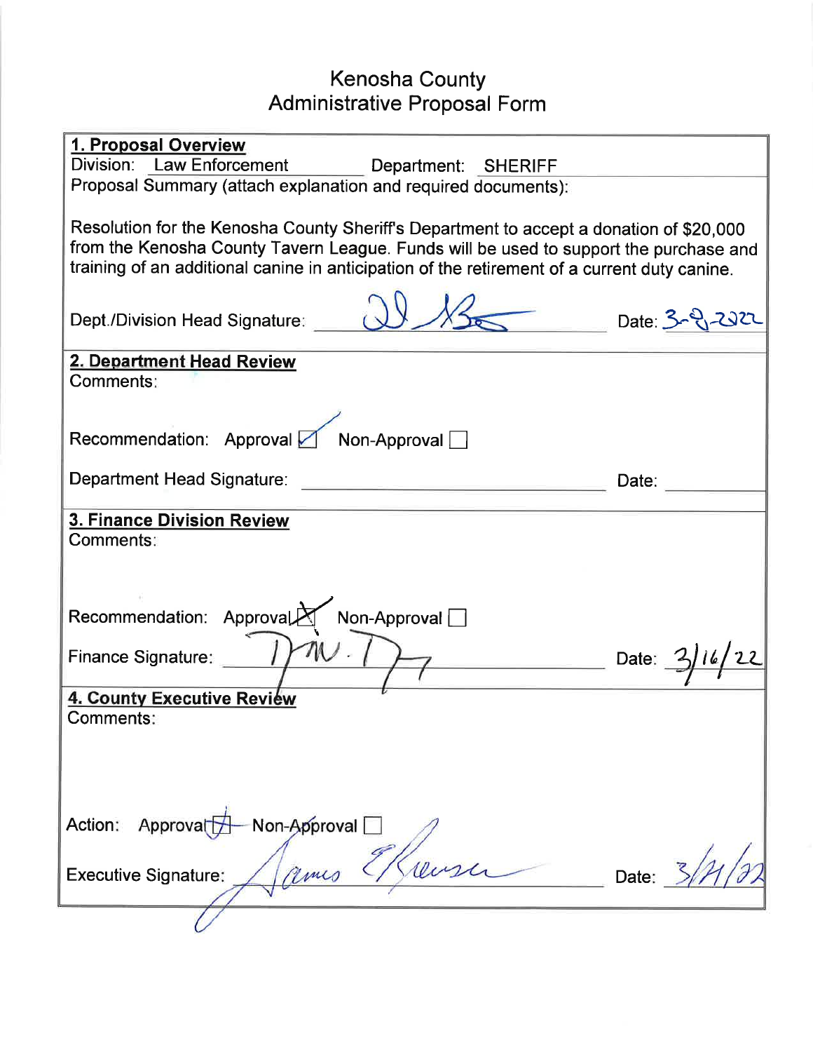# Kenosha County
## Administrative Proposal Form

**1. Proposal Overview**

Division: Law Enforcement Department: SHERIFF

Proposal Summary (attach explanation and required documents):

Resolution for the Kenosha County Sheriff's Department to accept a donation of $20,000 from the Kenosha County Tavern League. Funds will be used to support the purchase and training of an additional canine in anticipation of the retirement of a current duty canine.

Dept./Division Head Signature: [signature] Date: 3-8-2022

**2. Department Head Review**

Comments:

Recommendation: Approval ☑ Non-Approval ☐

Department Head Signature: Date:

**3. Finance Division Review**

Comments:

Recommendation: Approval ☒ Non-Approval ☐

Finance Signature: [signature] Date: 3/16/22

**4. County Executive Review**

Comments:

Action: Approval ☒ Non-Approval ☐

Executive Signature: James E. Kreuser [signature] Date: 3/21/22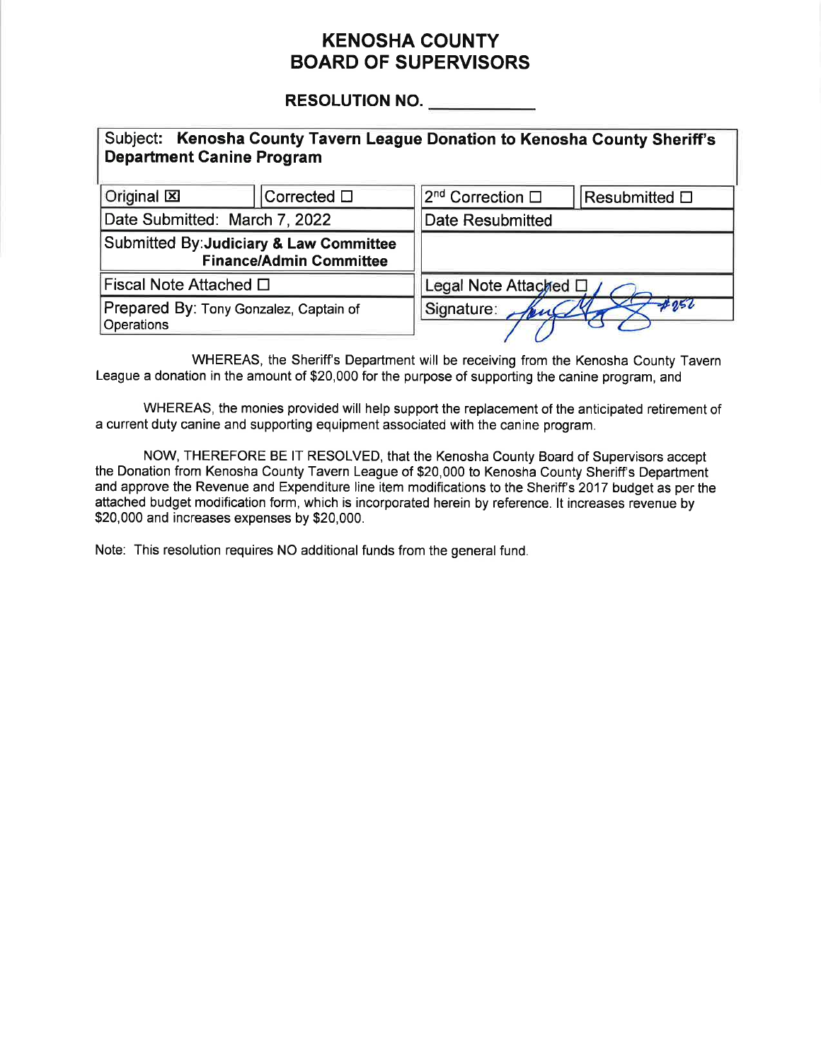# KENOSHA COUNTY
# BOARD OF SUPERVISORS

## RESOLUTION NO. ___________

| Subject: **Kenosha County Tavern League Donation to Kenosha County Sheriff's Department Canine Program** | | | |
|---|---|---|---|
| Original ☒ | Corrected ☐ | 2nd Correction ☐ | Resubmitted ☐ |
| Date Submitted: March 7, 2022 | | Date Resubmitted | |
| Submitted By: **Judiciary & Law Committee Finance/Admin Committee** | | | |
| Fiscal Note Attached ☐ | | Legal Note Attached ☐ | |
| Prepared By: Tony Gonzalez, Captain of Operations | | Signature: #252 | |

WHEREAS, the Sheriff's Department will be receiving from the Kenosha County Tavern League a donation in the amount of $20,000 for the purpose of supporting the canine program, and

WHEREAS, the monies provided will help support the replacement of the anticipated retirement of a current duty canine and supporting equipment associated with the canine program.

NOW, THEREFORE BE IT RESOLVED, that the Kenosha County Board of Supervisors accept the Donation from Kenosha County Tavern League of $20,000 to Kenosha County Sheriff's Department and approve the Revenue and Expenditure line item modifications to the Sheriff's 2017 budget as per the attached budget modification form, which is incorporated herein by reference. It increases revenue by $20,000 and increases expenses by $20,000.

Note: This resolution requires NO additional funds from the general fund.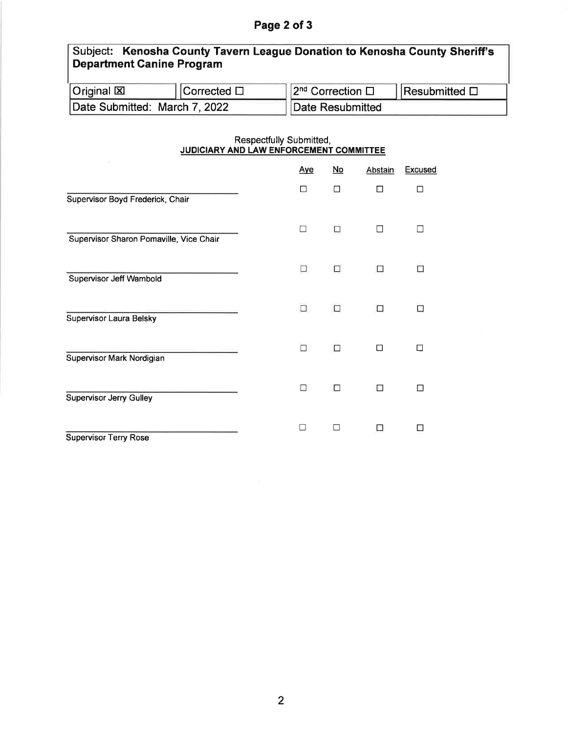| Subject: **Kenosha County Tavern League Donation to Kenosha County Sheriff's Department Canine Program** | | | |
|---|---|---|---|
| Original ☒ | Corrected ☐ | 2nd Correction ☐ | Resubmitted ☐ |
| Date Submitted: March 7, 2022 | | Date Resubmitted | |

Respectfully Submitted,
**JUDICIARY AND LAW ENFORCEMENT COMMITTEE**

| | Aye | No | Abstain | Excused |
|---|---|---|---|---|
| Supervisor Boyd Frederick, Chair | ☐ | ☐ | ☐ | ☐ |
| Supervisor Sharon Pomaville, Vice Chair | ☐ | ☐ | ☐ | ☐ |
| Supervisor Jeff Wambold | ☐ | ☐ | ☐ | ☐ |
| Supervisor Laura Belsky | ☐ | ☐ | ☐ | ☐ |
| Supervisor Mark Nordigian | ☐ | ☐ | ☐ | ☐ |
| Supervisor Jerry Gulley | ☐ | ☐ | ☐ | ☐ |
| Supervisor Terry Rose | ☐ | ☐ | ☐ | ☐ |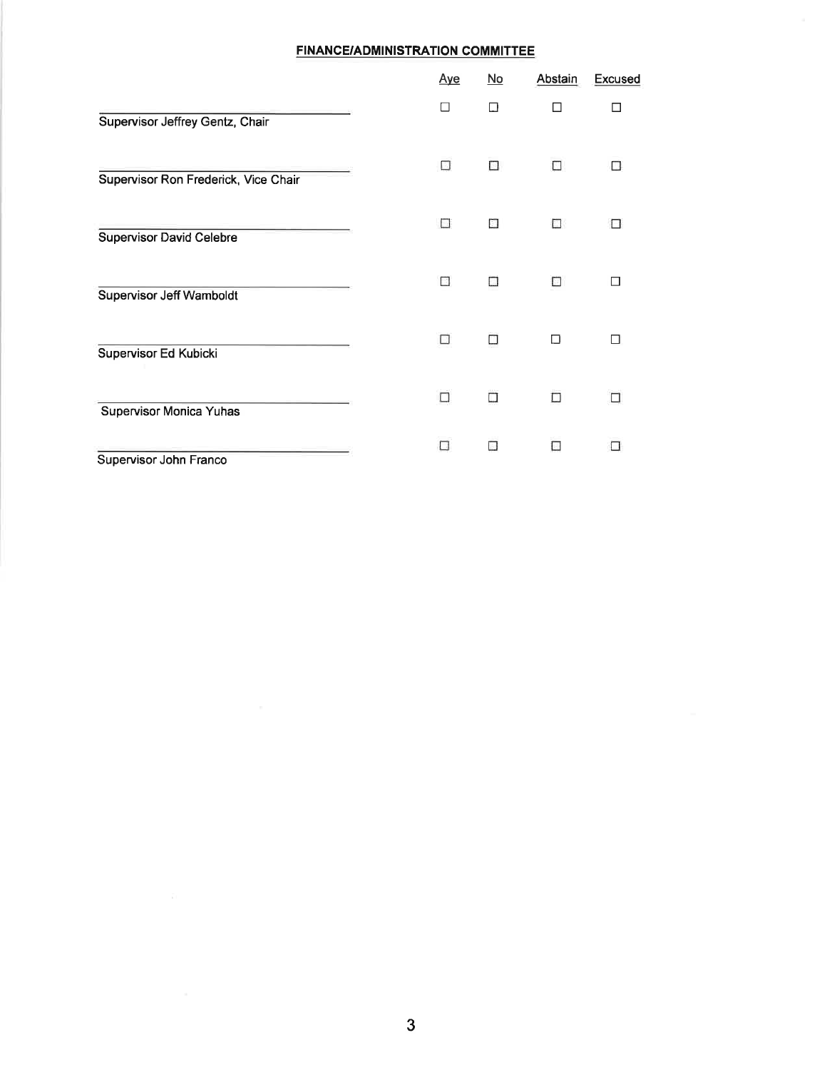**FINANCE/ADMINISTRATION COMMITTEE**

| | Aye | No | Abstain | Excused |
|---|---|---|---|---|
| Supervisor Jeffrey Gentz, Chair | ☐ | ☐ | ☐ | ☐ |
| Supervisor Ron Frederick, Vice Chair | ☐ | ☐ | ☐ | ☐ |
| Supervisor David Celebre | ☐ | ☐ | ☐ | ☐ |
| Supervisor Jeff Wamboldt | ☐ | ☐ | ☐ | ☐ |
| Supervisor Ed Kubicki | ☐ | ☐ | ☐ | ☐ |
| Supervisor Monica Yuhas | ☐ | ☐ | ☐ | ☐ |
| Supervisor John Franco | ☐ | ☐ | ☐ | ☐ |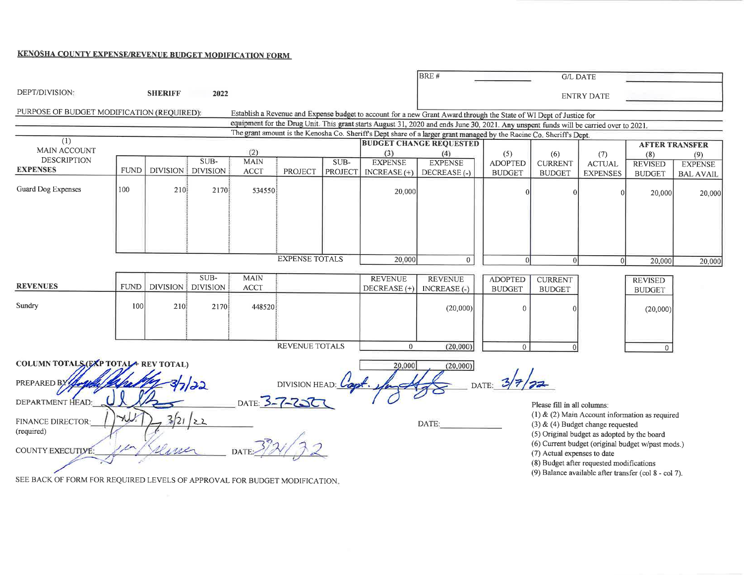## KENOSHA COUNTY EXPENSE/REVENUE BUDGET MODIFICATION FORM

BRE # ____________ G/L DATE ____________

ENTRY DATE ____________

DEPT/DIVISION: **SHERIFF** 2022

PURPOSE OF BUDGET MODIFICATION (REQUIRED): Establish a Revenue and Expense budget to account for a new Grant Award through the State of WI Dept of Justice for equipment for the Drug Unit. This grant starts August 31, 2020 and ends June 30, 2021. Any unspent funds will be carried over to 2021. The grant amount is the Kenosha Co. Sheriff's Dept share of a larger grant managed by the Racine Co. Sheriff's Dept.

| (1) MAIN ACCOUNT DESCRIPTION | | | | | | | BUDGET CHANGE REQUESTED | | | | | AFTER TRANSFER | |
|---|---|---|---|---|---|---|---|---|---|---|---|---|---|
| **EXPENSES** | FUND | DIVISION | SUB-DIVISION | (2) MAIN ACCT | PROJECT | SUB-PROJECT | (3) EXPENSE INCREASE (+) | (4) EXPENSE DECREASE (-) | (5) ADOPTED BUDGET | (6) CURRENT BUDGET | (7) ACTUAL EXPENSES | (8) REVISED BUDGET | (9) EXPENSE BAL AVAIL |
| Guard Dog Expenses | 100 | 210 | 2170 | 534550 | | | 20,000 | | 0 | 0 | 0 | 20,000 | 20,000 |
| | | | | | EXPENSE TOTALS | | 20,000 | 0 | 0 | 0 | 0 | 20,000 | 20,000 |

| **REVENUES** | FUND | DIVISION | SUB-DIVISION | MAIN ACCT | | | REVENUE DECREASE (+) | REVENUE INCREASE (-) | ADOPTED BUDGET | CURRENT BUDGET | | REVISED BUDGET |
|---|---|---|---|---|---|---|---|---|---|---|---|---|
| Sundry | 100 | 210 | 2170 | 448520 | | | | (20,000) | 0 | 0 | | (20,000) |
| | | | | | REVENUE TOTALS | | 0 | (20,000) | 0 | 0 | | 0 |

**COLUMN TOTALS (EXP TOTAL + REV TOTAL)** 20,000 (20,000)

PREPARED BY: [signature] 3/7/22

DIVISION HEAD: Capt. [signature] DATE: 3/7/22

DEPARTMENT HEAD: [signature] DATE: 3-7-2022

FINANCE DIRECTOR: (required) [signature] 3/21/22 DATE:

COUNTY EXECUTIVE: [signature] DATE: 3/21/22

Please fill in all columns:
(1) & (2) Main Account information as required
(3) & (4) Budget change requested
(5) Original budget as adopted by the board
(6) Current budget (original budget w/past mods.)
(7) Actual expenses to date
(8) Budget after requested modifications
(9) Balance available after transfer (col 8 - col 7).

SEE BACK OF FORM FOR REQUIRED LEVELS OF APPROVAL FOR BUDGET MODIFICATION.